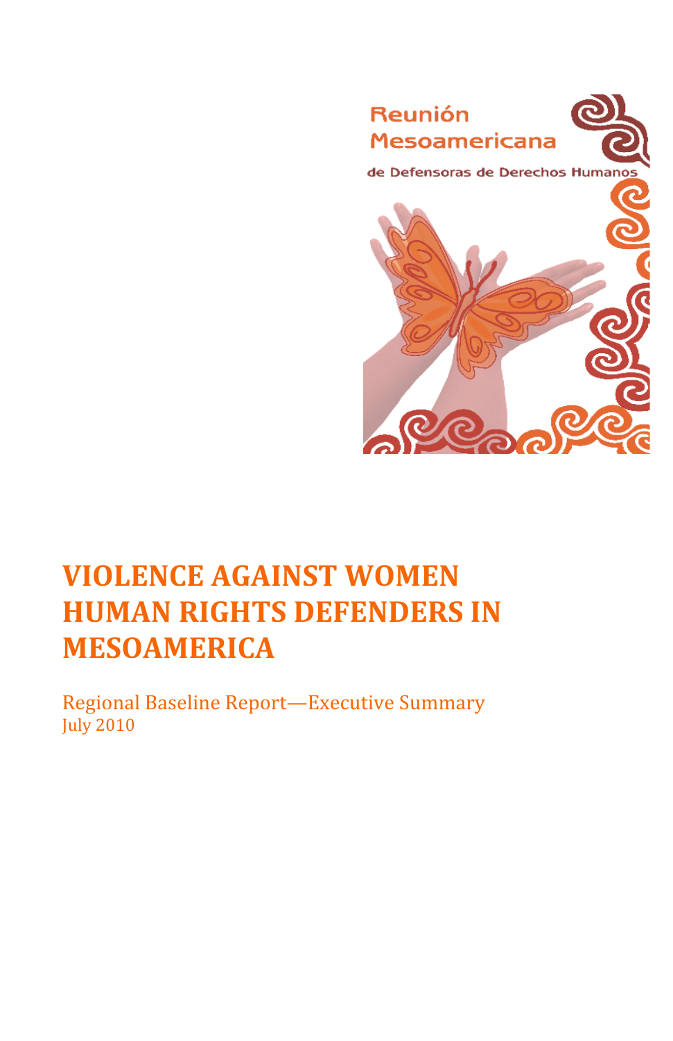Reunión Mesoamericana de Defensoras de Derechos Humanos

# VIOLENCE AGAINST WOMEN HUMAN RIGHTS DEFENDERS IN MESOAMERICA

Regional Baseline Report—Executive Summary
July 2010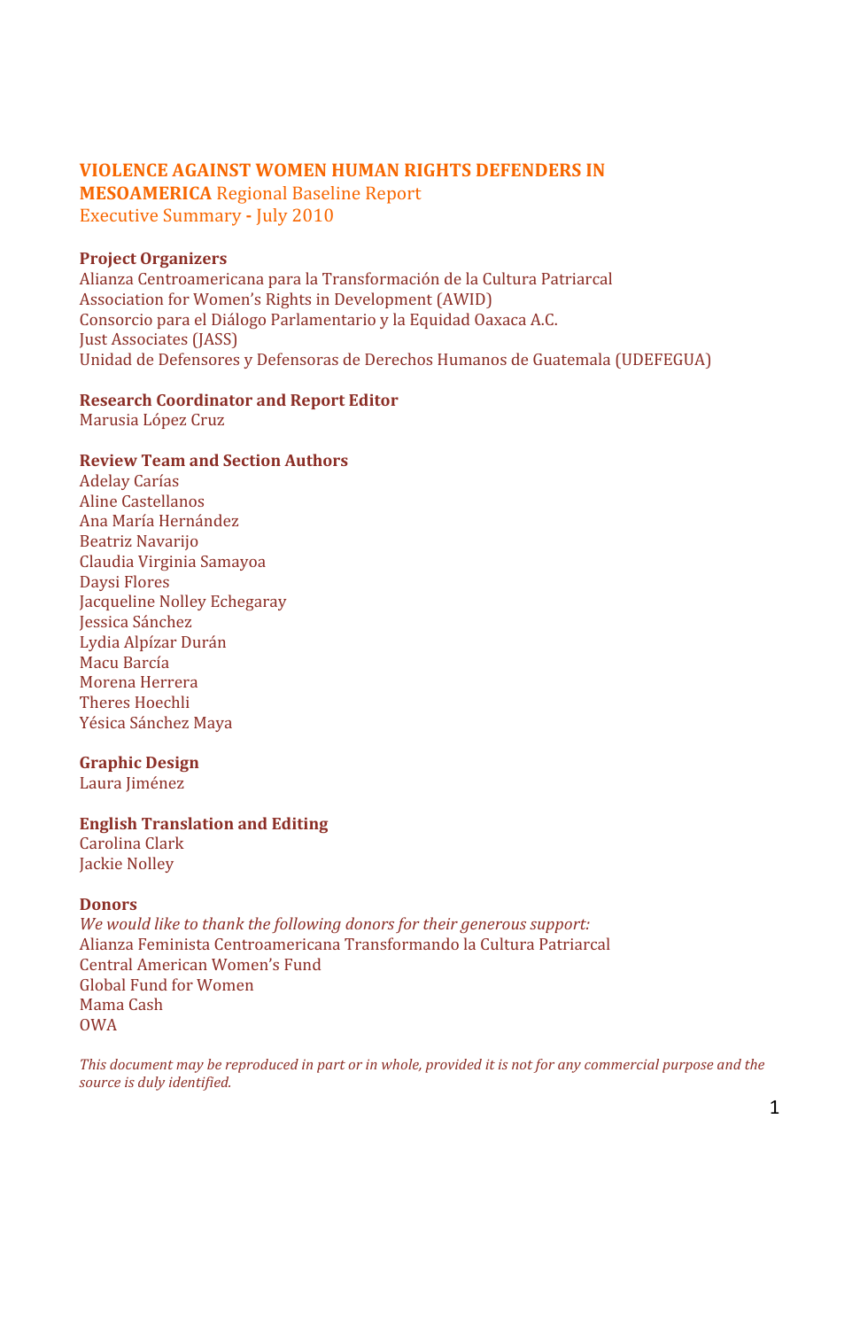# VIOLENCE AGAINST WOMEN HUMAN RIGHTS DEFENDERS IN MESOAMERICA Regional Baseline Report

Executive Summary - July 2010

**Project Organizers**

Alianza Centroamericana para la Transformación de la Cultura Patriarcal
Association for Women's Rights in Development (AWID)
Consorcio para el Diálogo Parlamentario y la Equidad Oaxaca A.C.
Just Associates (JASS)
Unidad de Defensores y Defensoras de Derechos Humanos de Guatemala (UDEFEGUA)

**Research Coordinator and Report Editor**

Marusia López Cruz

**Review Team and Section Authors**

Adelay Carías
Aline Castellanos
Ana María Hernández
Beatriz Navarijo
Claudia Virginia Samayoa
Daysi Flores
Jacqueline Nolley Echegaray
Jessica Sánchez
Lydia Alpízar Durán
Macu Barcía
Morena Herrera
Theres Hoechli
Yésica Sánchez Maya

**Graphic Design**

Laura Jiménez

**English Translation and Editing**

Carolina Clark
Jackie Nolley

**Donors**

*We would like to thank the following donors for their generous support:*
Alianza Feminista Centroamericana Transformando la Cultura Patriarcal
Central American Women's Fund
Global Fund for Women
Mama Cash
OWA

*This document may be reproduced in part or in whole, provided it is not for any commercial purpose and the source is duly identified.*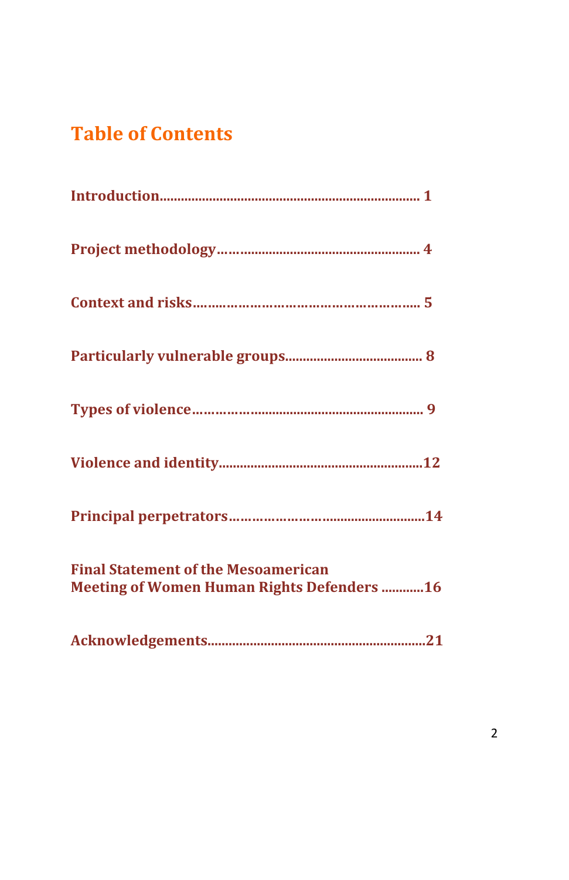# Table of Contents

**Introduction........................................................................ 1**

**Project methodology…................................................. 4**

**Context and risks…………………………………………….. 5**

**Particularly vulnerable groups...................................... 8**

**Types of violence…............................................................ 9**

**Violence and identity........................................................12**

**Principal perpetrators…………………............................14**

**Final Statement of the Mesoamerican Meeting of Women Human Rights Defenders ............16**

**Acknowledgements.............................................................21**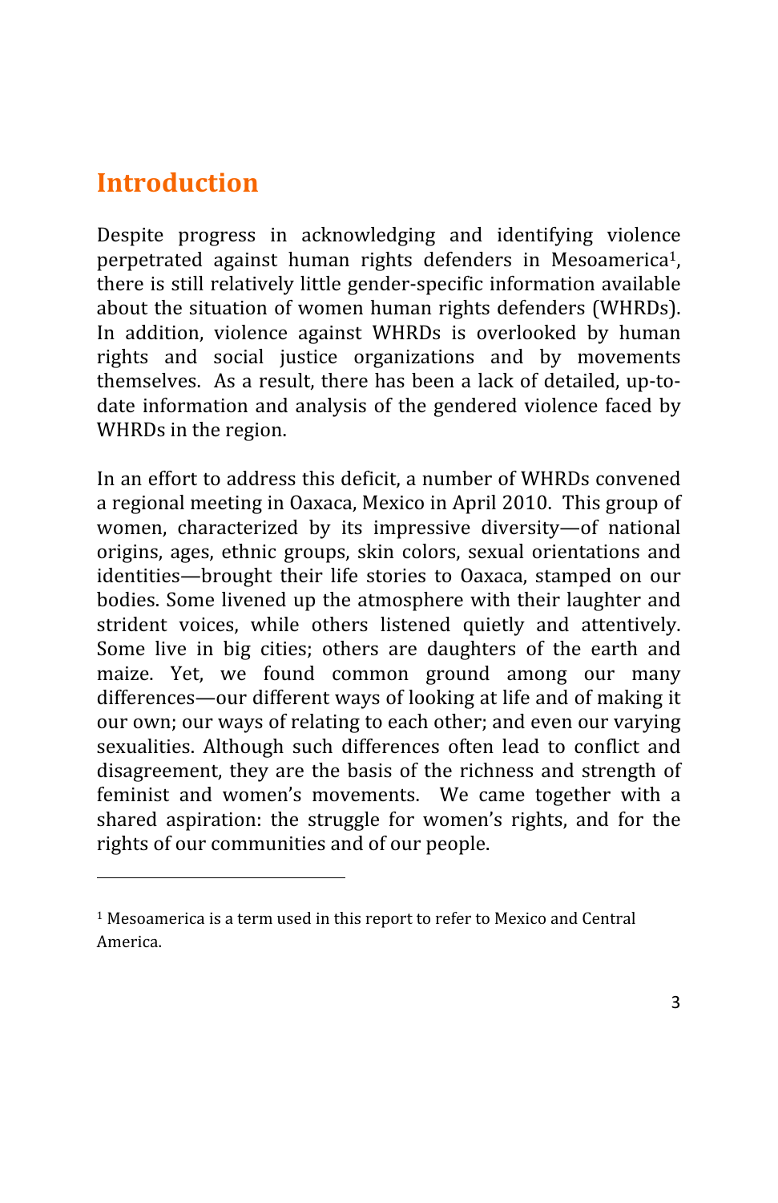# Introduction

Despite progress in acknowledging and identifying violence perpetrated against human rights defenders in Mesoamerica[1], there is still relatively little gender-specific information available about the situation of women human rights defenders (WHRDs). In addition, violence against WHRDs is overlooked by human rights and social justice organizations and by movements themselves. As a result, there has been a lack of detailed, up-to-date information and analysis of the gendered violence faced by WHRDs in the region.

In an effort to address this deficit, a number of WHRDs convened a regional meeting in Oaxaca, Mexico in April 2010. This group of women, characterized by its impressive diversity—of national origins, ages, ethnic groups, skin colors, sexual orientations and identities—brought their life stories to Oaxaca, stamped on our bodies. Some livened up the atmosphere with their laughter and strident voices, while others listened quietly and attentively. Some live in big cities; others are daughters of the earth and maize. Yet, we found common ground among our many differences—our different ways of looking at life and of making it our own; our ways of relating to each other; and even our varying sexualities. Although such differences often lead to conflict and disagreement, they are the basis of the richness and strength of feminist and women's movements. We came together with a shared aspiration: the struggle for women's rights, and for the rights of our communities and of our people.

---

[1] Mesoamerica is a term used in this report to refer to Mexico and Central America.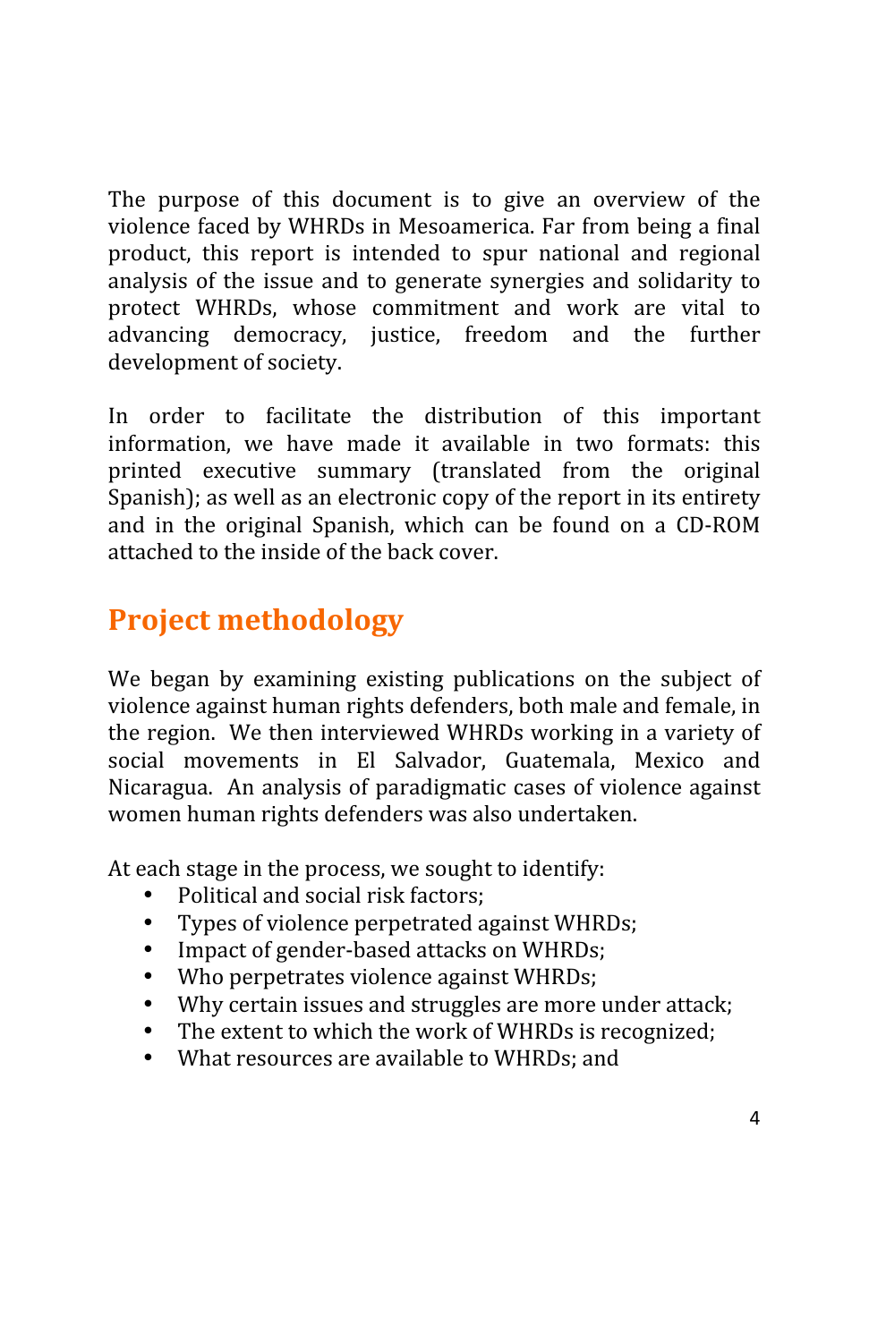The purpose of this document is to give an overview of the violence faced by WHRDs in Mesoamerica. Far from being a final product, this report is intended to spur national and regional analysis of the issue and to generate synergies and solidarity to protect WHRDs, whose commitment and work are vital to advancing democracy, justice, freedom and the further development of society.

In order to facilitate the distribution of this important information, we have made it available in two formats: this printed executive summary (translated from the original Spanish); as well as an electronic copy of the report in its entirety and in the original Spanish, which can be found on a CD-ROM attached to the inside of the back cover.

## Project methodology

We began by examining existing publications on the subject of violence against human rights defenders, both male and female, in the region. We then interviewed WHRDs working in a variety of social movements in El Salvador, Guatemala, Mexico and Nicaragua. An analysis of paradigmatic cases of violence against women human rights defenders was also undertaken.

At each stage in the process, we sought to identify:

- Political and social risk factors;
- Types of violence perpetrated against WHRDs;
- Impact of gender-based attacks on WHRDs;
- Who perpetrates violence against WHRDs;
- Why certain issues and struggles are more under attack;
- The extent to which the work of WHRDs is recognized;
- What resources are available to WHRDs; and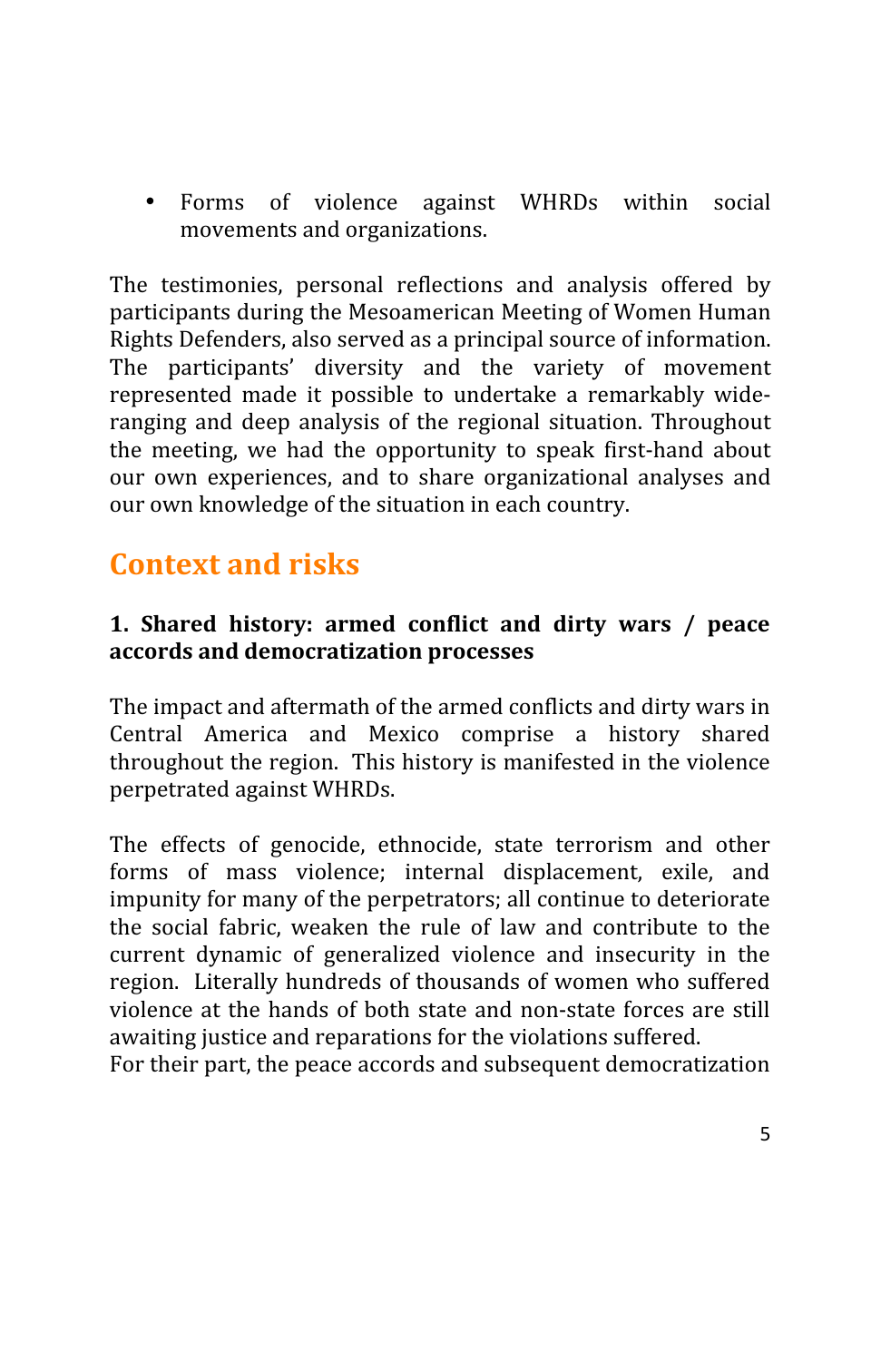- Forms of violence against WHRDs within social movements and organizations.

The testimonies, personal reflections and analysis offered by participants during the Mesoamerican Meeting of Women Human Rights Defenders, also served as a principal source of information. The participants' diversity and the variety of movement represented made it possible to undertake a remarkably wide-ranging and deep analysis of the regional situation. Throughout the meeting, we had the opportunity to speak first-hand about our own experiences, and to share organizational analyses and our own knowledge of the situation in each country.

## Context and risks

### 1. Shared history: armed conflict and dirty wars / peace accords and democratization processes

The impact and aftermath of the armed conflicts and dirty wars in Central America and Mexico comprise a history shared throughout the region. This history is manifested in the violence perpetrated against WHRDs.

The effects of genocide, ethnocide, state terrorism and other forms of mass violence; internal displacement, exile, and impunity for many of the perpetrators; all continue to deteriorate the social fabric, weaken the rule of law and contribute to the current dynamic of generalized violence and insecurity in the region. Literally hundreds of thousands of women who suffered violence at the hands of both state and non-state forces are still awaiting justice and reparations for the violations suffered.
For their part, the peace accords and subsequent democratization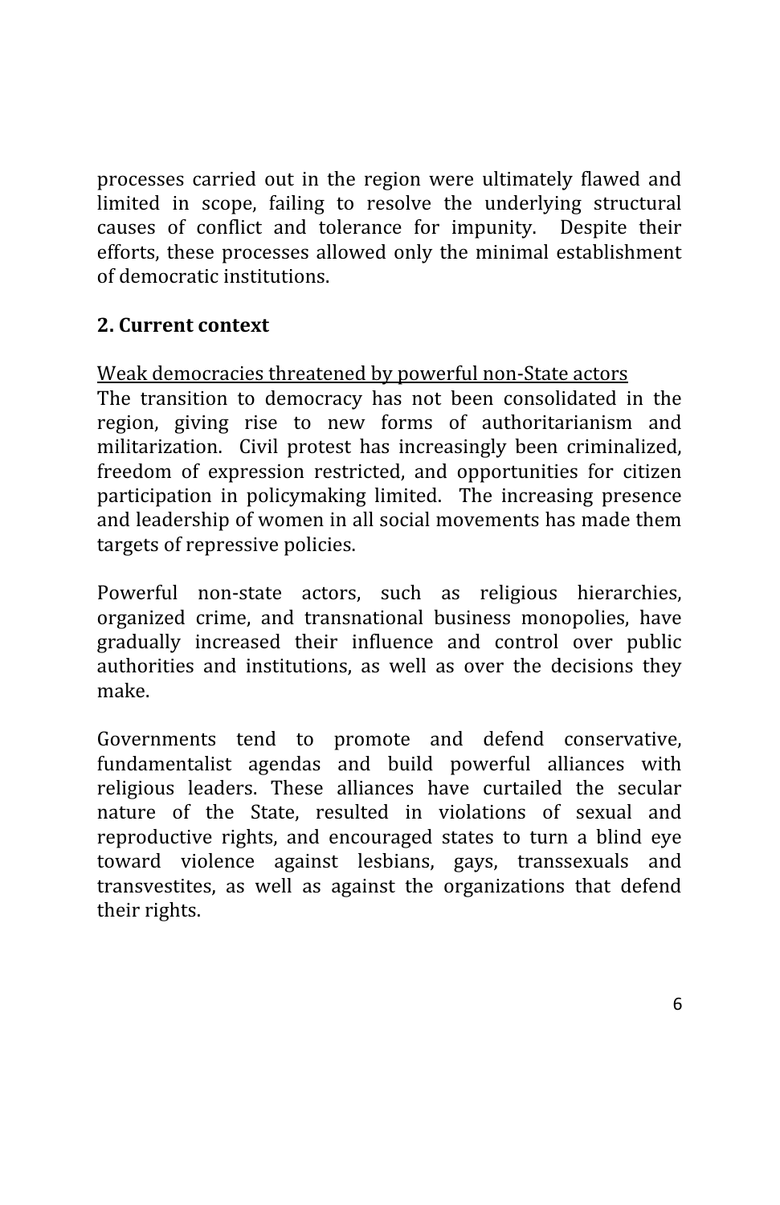processes carried out in the region were ultimately flawed and limited in scope, failing to resolve the underlying structural causes of conflict and tolerance for impunity. Despite their efforts, these processes allowed only the minimal establishment of democratic institutions.

## 2. Current context

<u>Weak democracies threatened by powerful non-State actors</u>

The transition to democracy has not been consolidated in the region, giving rise to new forms of authoritarianism and militarization. Civil protest has increasingly been criminalized, freedom of expression restricted, and opportunities for citizen participation in policymaking limited. The increasing presence and leadership of women in all social movements has made them targets of repressive policies.

Powerful non-state actors, such as religious hierarchies, organized crime, and transnational business monopolies, have gradually increased their influence and control over public authorities and institutions, as well as over the decisions they make.

Governments tend to promote and defend conservative, fundamentalist agendas and build powerful alliances with religious leaders. These alliances have curtailed the secular nature of the State, resulted in violations of sexual and reproductive rights, and encouraged states to turn a blind eye toward violence against lesbians, gays, transsexuals and transvestites, as well as against the organizations that defend their rights.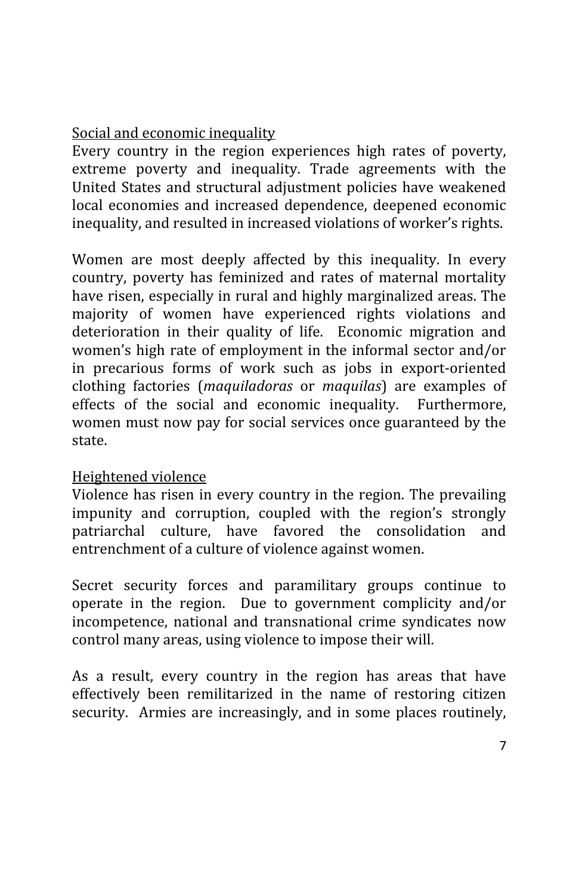<u>Social and economic inequality</u>

Every country in the region experiences high rates of poverty, extreme poverty and inequality. Trade agreements with the United States and structural adjustment policies have weakened local economies and increased dependence, deepened economic inequality, and resulted in increased violations of worker's rights.

Women are most deeply affected by this inequality. In every country, poverty has feminized and rates of maternal mortality have risen, especially in rural and highly marginalized areas. The majority of women have experienced rights violations and deterioration in their quality of life. Economic migration and women's high rate of employment in the informal sector and/or in precarious forms of work such as jobs in export-oriented clothing factories (*maquiladoras* or *maquilas*) are examples of effects of the social and economic inequality. Furthermore, women must now pay for social services once guaranteed by the state.

<u>Heightened violence</u>

Violence has risen in every country in the region. The prevailing impunity and corruption, coupled with the region's strongly patriarchal culture, have favored the consolidation and entrenchment of a culture of violence against women.

Secret security forces and paramilitary groups continue to operate in the region. Due to government complicity and/or incompetence, national and transnational crime syndicates now control many areas, using violence to impose their will.

As a result, every country in the region has areas that have effectively been remilitarized in the name of restoring citizen security. Armies are increasingly, and in some places routinely,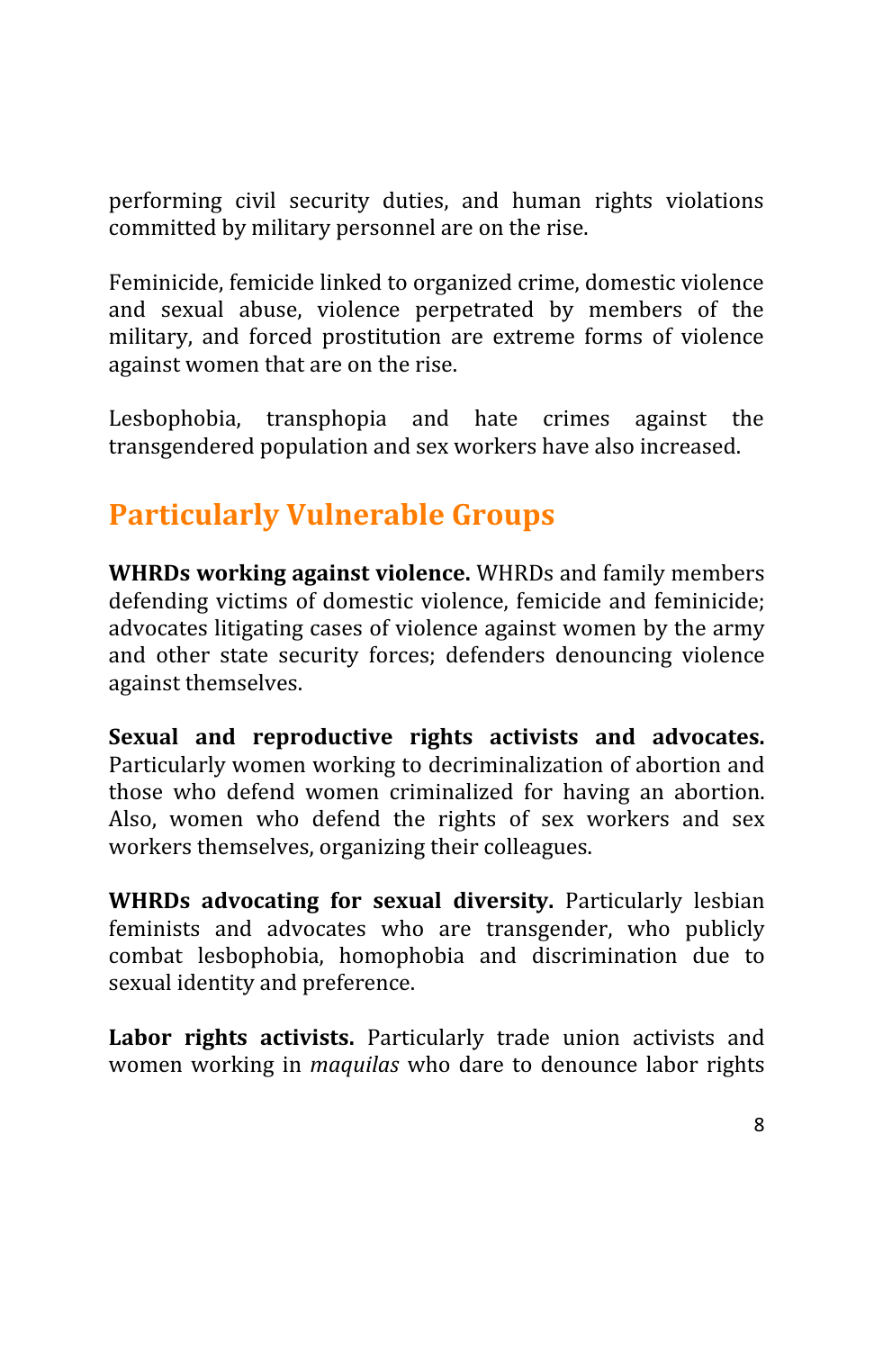performing civil security duties, and human rights violations committed by military personnel are on the rise.

Feminicide, femicide linked to organized crime, domestic violence and sexual abuse, violence perpetrated by members of the military, and forced prostitution are extreme forms of violence against women that are on the rise.

Lesbophobia, transphopia and hate crimes against the transgendered population and sex workers have also increased.

## Particularly Vulnerable Groups

**WHRDs working against violence.** WHRDs and family members defending victims of domestic violence, femicide and feminicide; advocates litigating cases of violence against women by the army and other state security forces; defenders denouncing violence against themselves.

**Sexual and reproductive rights activists and advocates.** Particularly women working to decriminalization of abortion and those who defend women criminalized for having an abortion. Also, women who defend the rights of sex workers and sex workers themselves, organizing their colleagues.

**WHRDs advocating for sexual diversity.** Particularly lesbian feminists and advocates who are transgender, who publicly combat lesbophobia, homophobia and discrimination due to sexual identity and preference.

**Labor rights activists.** Particularly trade union activists and women working in *maquilas* who dare to denounce labor rights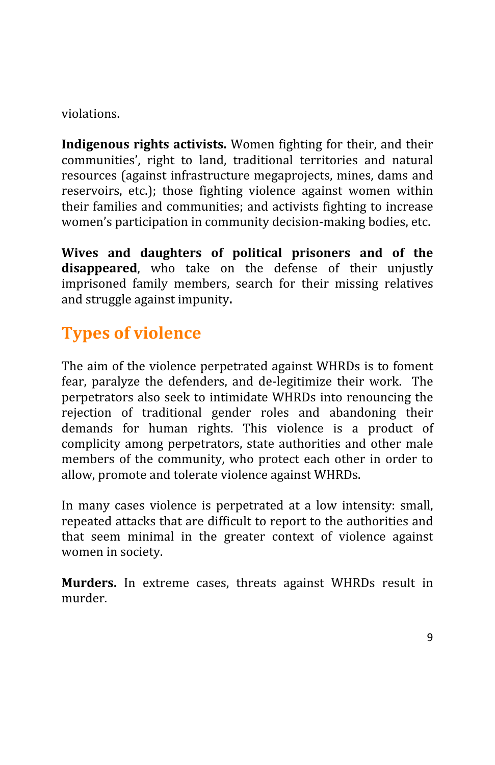violations.

**Indigenous rights activists.** Women fighting for their, and their communities', right to land, traditional territories and natural resources (against infrastructure megaprojects, mines, dams and reservoirs, etc.); those fighting violence against women within their families and communities; and activists fighting to increase women's participation in community decision-making bodies, etc.

**Wives and daughters of political prisoners and of the disappeared**, who take on the defense of their unjustly imprisoned family members, search for their missing relatives and struggle against impunity**.**

## Types of violence

The aim of the violence perpetrated against WHRDs is to foment fear, paralyze the defenders, and de-legitimize their work. The perpetrators also seek to intimidate WHRDs into renouncing the rejection of traditional gender roles and abandoning their demands for human rights. This violence is a product of complicity among perpetrators, state authorities and other male members of the community, who protect each other in order to allow, promote and tolerate violence against WHRDs.

In many cases violence is perpetrated at a low intensity: small, repeated attacks that are difficult to report to the authorities and that seem minimal in the greater context of violence against women in society.

**Murders.** In extreme cases, threats against WHRDs result in murder.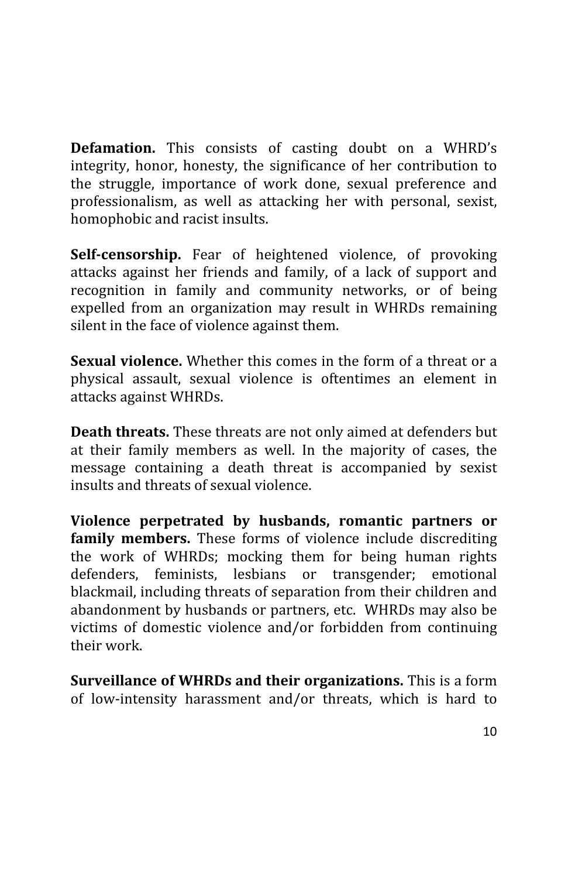**Defamation.** This consists of casting doubt on a WHRD's integrity, honor, honesty, the significance of her contribution to the struggle, importance of work done, sexual preference and professionalism, as well as attacking her with personal, sexist, homophobic and racist insults.

**Self-censorship.** Fear of heightened violence, of provoking attacks against her friends and family, of a lack of support and recognition in family and community networks, or of being expelled from an organization may result in WHRDs remaining silent in the face of violence against them.

**Sexual violence.** Whether this comes in the form of a threat or a physical assault, sexual violence is oftentimes an element in attacks against WHRDs.

**Death threats.** These threats are not only aimed at defenders but at their family members as well. In the majority of cases, the message containing a death threat is accompanied by sexist insults and threats of sexual violence.

**Violence perpetrated by husbands, romantic partners or family members.** These forms of violence include discrediting the work of WHRDs; mocking them for being human rights defenders, feminists, lesbians or transgender; emotional blackmail, including threats of separation from their children and abandonment by husbands or partners, etc. WHRDs may also be victims of domestic violence and/or forbidden from continuing their work.

**Surveillance of WHRDs and their organizations.** This is a form of low-intensity harassment and/or threats, which is hard to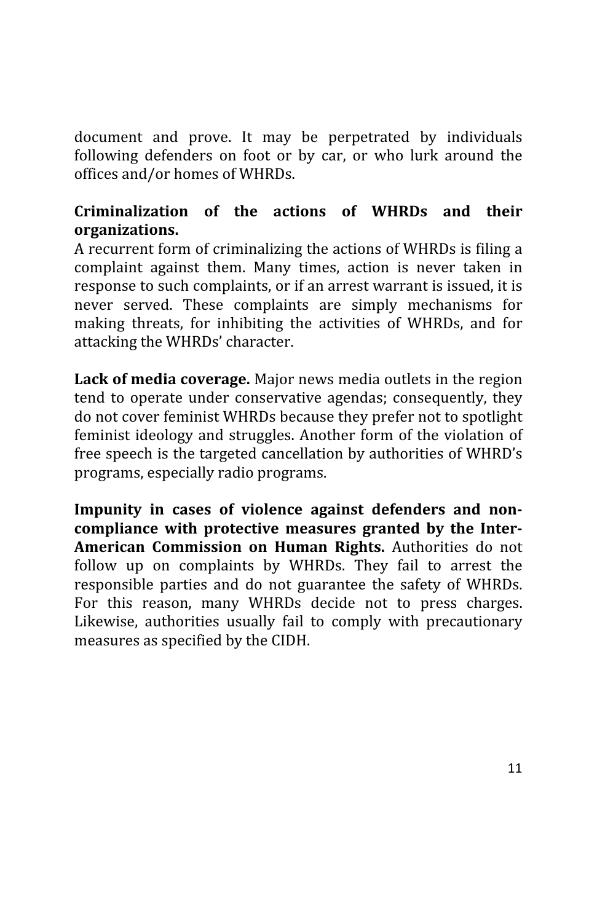document and prove. It may be perpetrated by individuals following defenders on foot or by car, or who lurk around the offices and/or homes of WHRDs.

**Criminalization of the actions of WHRDs and their organizations.**
A recurrent form of criminalizing the actions of WHRDs is filing a complaint against them. Many times, action is never taken in response to such complaints, or if an arrest warrant is issued, it is never served. These complaints are simply mechanisms for making threats, for inhibiting the activities of WHRDs, and for attacking the WHRDs' character.

**Lack of media coverage.** Major news media outlets in the region tend to operate under conservative agendas; consequently, they do not cover feminist WHRDs because they prefer not to spotlight feminist ideology and struggles. Another form of the violation of free speech is the targeted cancellation by authorities of WHRD's programs, especially radio programs.

**Impunity in cases of violence against defenders and non-compliance with protective measures granted by the Inter-American Commission on Human Rights.** Authorities do not follow up on complaints by WHRDs. They fail to arrest the responsible parties and do not guarantee the safety of WHRDs. For this reason, many WHRDs decide not to press charges. Likewise, authorities usually fail to comply with precautionary measures as specified by the CIDH.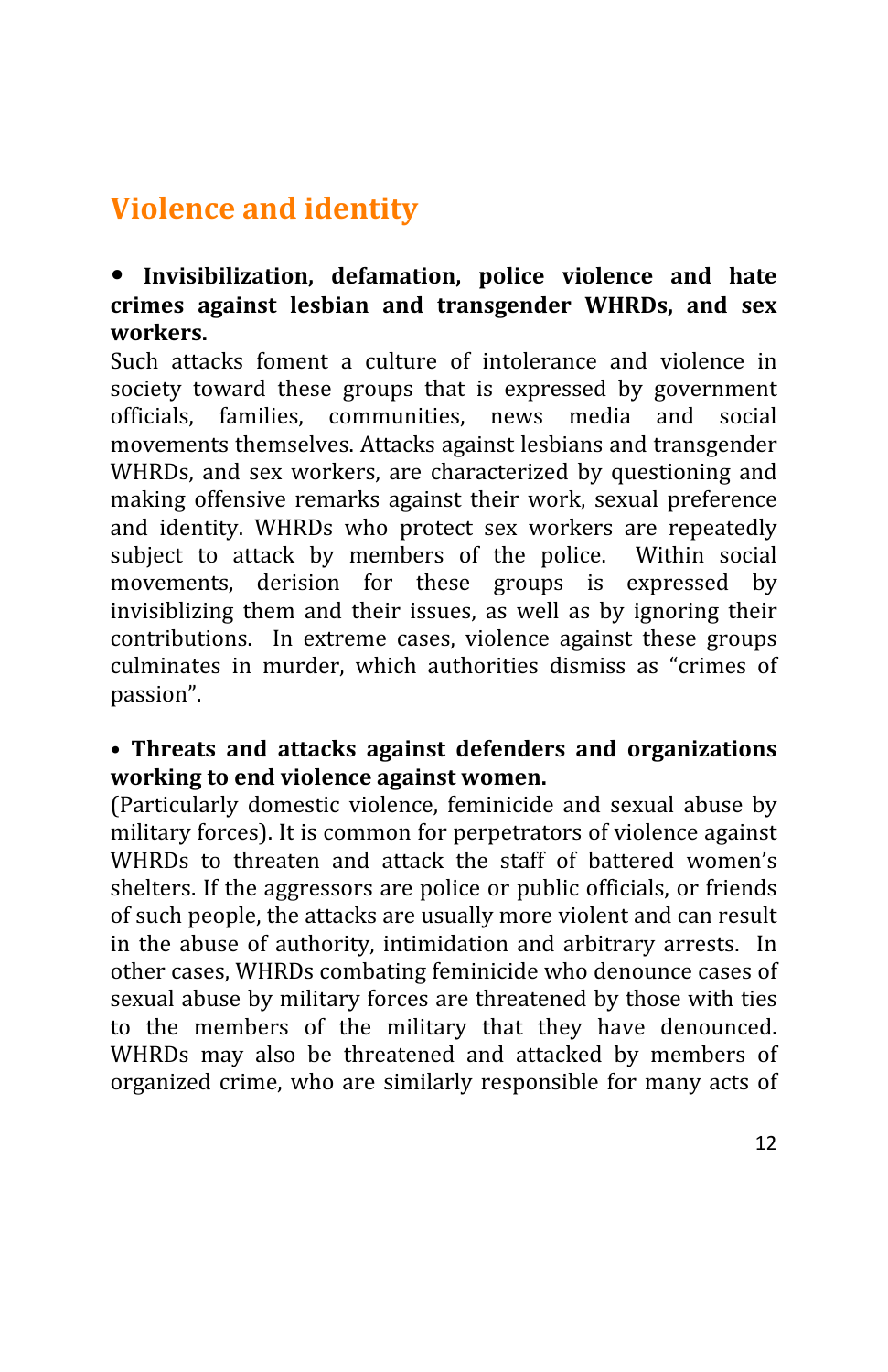## Violence and identity

- **Invisibilization, defamation, police violence and hate crimes against lesbian and transgender WHRDs, and sex workers.**

Such attacks foment a culture of intolerance and violence in society toward these groups that is expressed by government officials, families, communities, news media and social movements themselves. Attacks against lesbians and transgender WHRDs, and sex workers, are characterized by questioning and making offensive remarks against their work, sexual preference and identity. WHRDs who protect sex workers are repeatedly subject to attack by members of the police. Within social movements, derision for these groups is expressed by invisiblizing them and their issues, as well as by ignoring their contributions. In extreme cases, violence against these groups culminates in murder, which authorities dismiss as "crimes of passion".

- **Threats and attacks against defenders and organizations working to end violence against women.**

(Particularly domestic violence, feminicide and sexual abuse by military forces). It is common for perpetrators of violence against WHRDs to threaten and attack the staff of battered women's shelters. If the aggressors are police or public officials, or friends of such people, the attacks are usually more violent and can result in the abuse of authority, intimidation and arbitrary arrests. In other cases, WHRDs combating feminicide who denounce cases of sexual abuse by military forces are threatened by those with ties to the members of the military that they have denounced. WHRDs may also be threatened and attacked by members of organized crime, who are similarly responsible for many acts of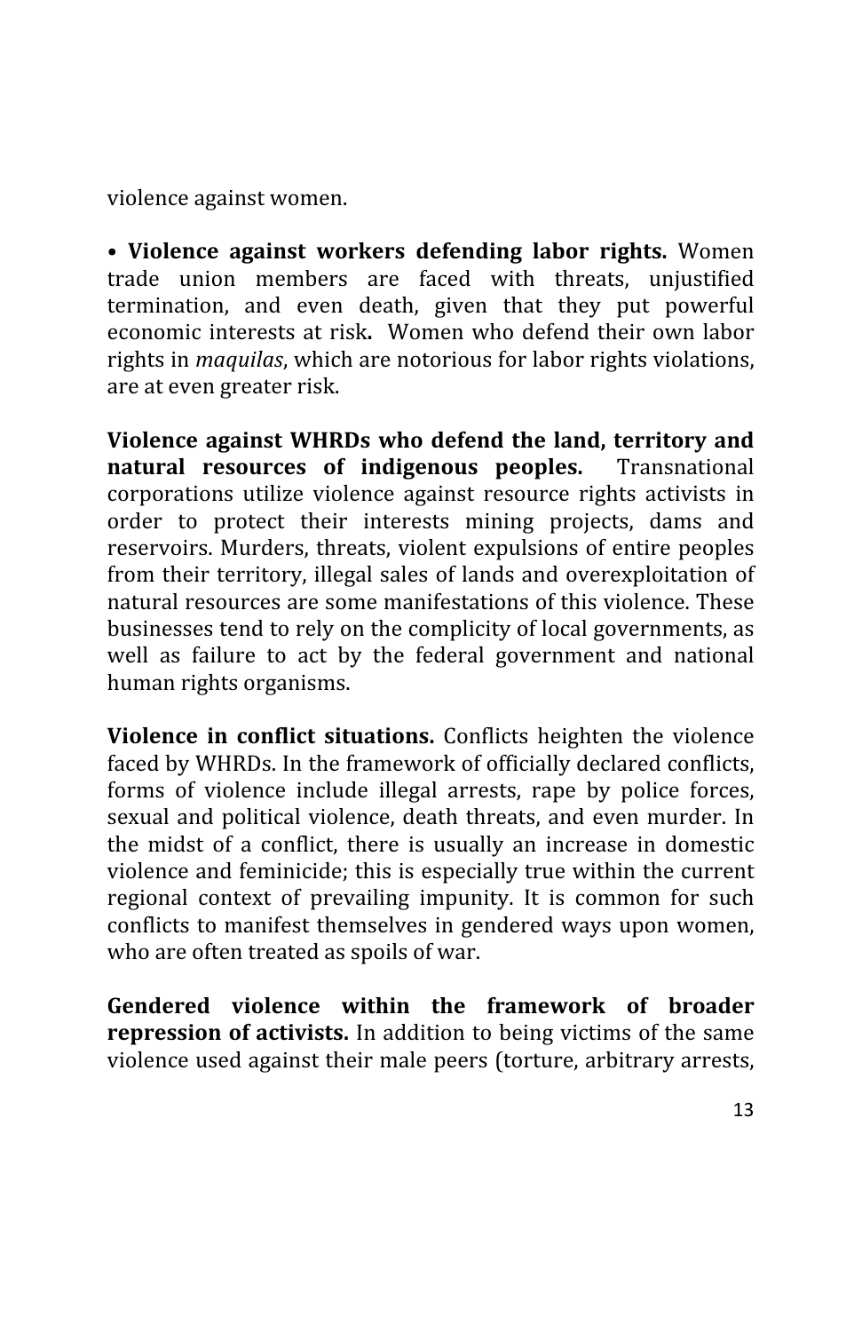violence against women.

• **Violence against workers defending labor rights.** Women trade union members are faced with threats, unjustified termination, and even death, given that they put powerful economic interests at risk**.** Women who defend their own labor rights in *maquilas*, which are notorious for labor rights violations, are at even greater risk.

**Violence against WHRDs who defend the land, territory and natural resources of indigenous peoples.** Transnational corporations utilize violence against resource rights activists in order to protect their interests mining projects, dams and reservoirs. Murders, threats, violent expulsions of entire peoples from their territory, illegal sales of lands and overexploitation of natural resources are some manifestations of this violence. These businesses tend to rely on the complicity of local governments, as well as failure to act by the federal government and national human rights organisms.

**Violence in conflict situations.** Conflicts heighten the violence faced by WHRDs. In the framework of officially declared conflicts, forms of violence include illegal arrests, rape by police forces, sexual and political violence, death threats, and even murder. In the midst of a conflict, there is usually an increase in domestic violence and feminicide; this is especially true within the current regional context of prevailing impunity. It is common for such conflicts to manifest themselves in gendered ways upon women, who are often treated as spoils of war.

**Gendered violence within the framework of broader repression of activists.** In addition to being victims of the same violence used against their male peers (torture, arbitrary arrests,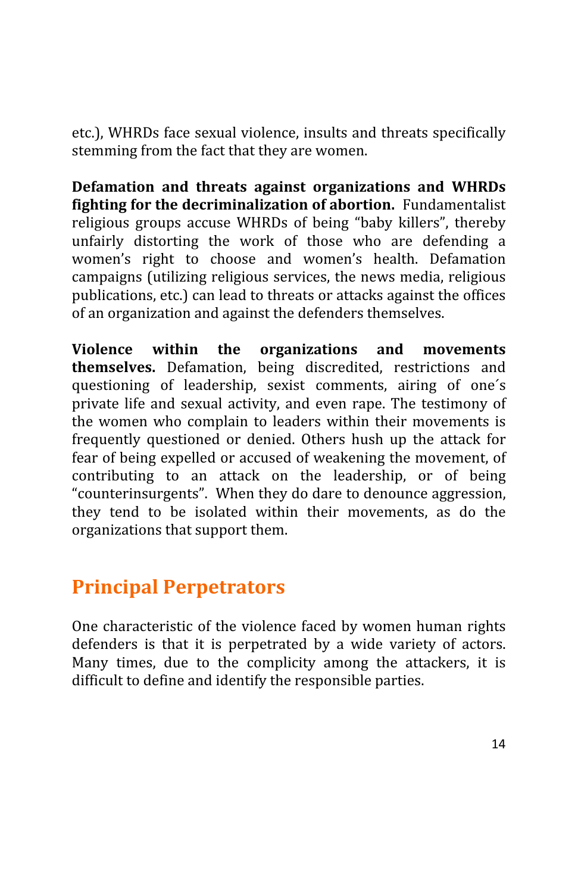etc.), WHRDs face sexual violence, insults and threats specifically stemming from the fact that they are women.

**Defamation and threats against organizations and WHRDs fighting for the decriminalization of abortion.** Fundamentalist religious groups accuse WHRDs of being "baby killers", thereby unfairly distorting the work of those who are defending a women's right to choose and women's health. Defamation campaigns (utilizing religious services, the news media, religious publications, etc.) can lead to threats or attacks against the offices of an organization and against the defenders themselves.

**Violence within the organizations and movements themselves.** Defamation, being discredited, restrictions and questioning of leadership, sexist comments, airing of one´s private life and sexual activity, and even rape. The testimony of the women who complain to leaders within their movements is frequently questioned or denied. Others hush up the attack for fear of being expelled or accused of weakening the movement, of contributing to an attack on the leadership, or of being "counterinsurgents". When they do dare to denounce aggression, they tend to be isolated within their movements, as do the organizations that support them.

## Principal Perpetrators

One characteristic of the violence faced by women human rights defenders is that it is perpetrated by a wide variety of actors. Many times, due to the complicity among the attackers, it is difficult to define and identify the responsible parties.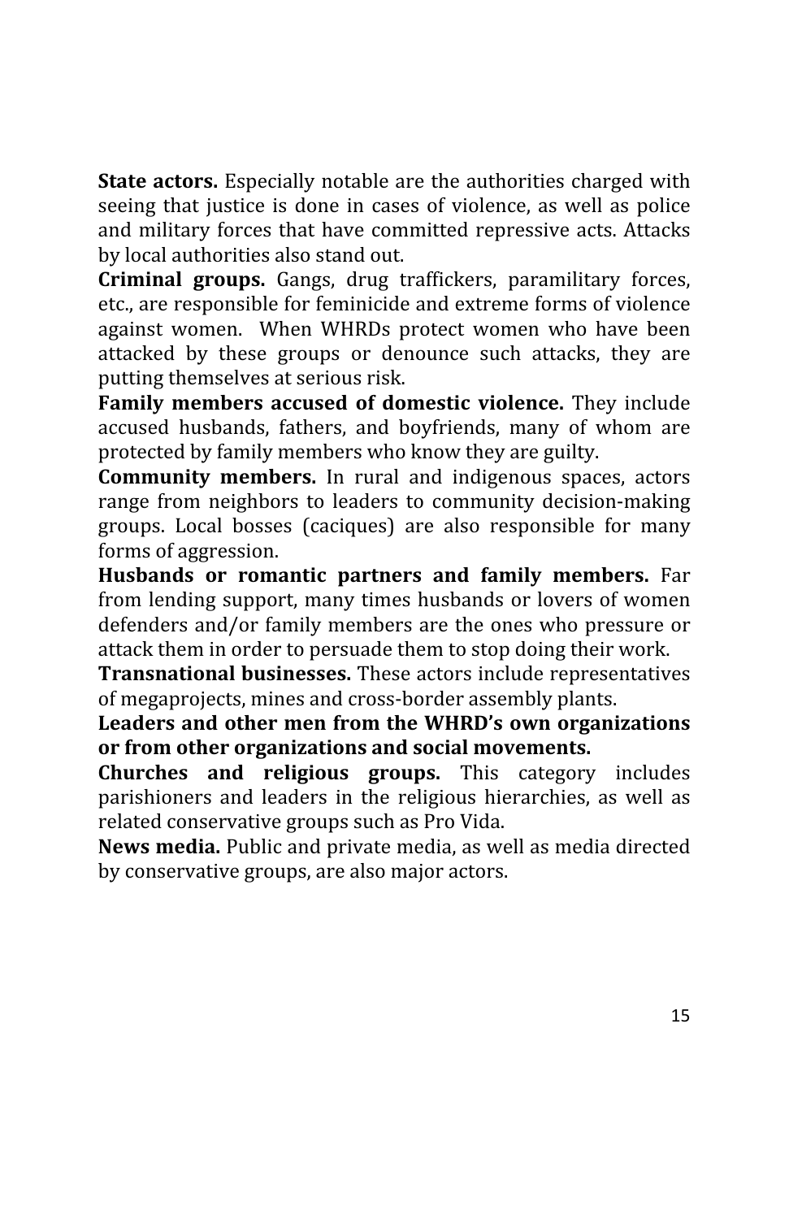**State actors.** Especially notable are the authorities charged with seeing that justice is done in cases of violence, as well as police and military forces that have committed repressive acts. Attacks by local authorities also stand out.

**Criminal groups.** Gangs, drug traffickers, paramilitary forces, etc., are responsible for feminicide and extreme forms of violence against women. When WHRDs protect women who have been attacked by these groups or denounce such attacks, they are putting themselves at serious risk.

**Family members accused of domestic violence.** They include accused husbands, fathers, and boyfriends, many of whom are protected by family members who know they are guilty.

**Community members.** In rural and indigenous spaces, actors range from neighbors to leaders to community decision-making groups. Local bosses (caciques) are also responsible for many forms of aggression.

**Husbands or romantic partners and family members.** Far from lending support, many times husbands or lovers of women defenders and/or family members are the ones who pressure or attack them in order to persuade them to stop doing their work.

**Transnational businesses.** These actors include representatives of megaprojects, mines and cross-border assembly plants.

**Leaders and other men from the WHRD's own organizations or from other organizations and social movements.**

**Churches and religious groups.** This category includes parishioners and leaders in the religious hierarchies, as well as related conservative groups such as Pro Vida.

**News media.** Public and private media, as well as media directed by conservative groups, are also major actors.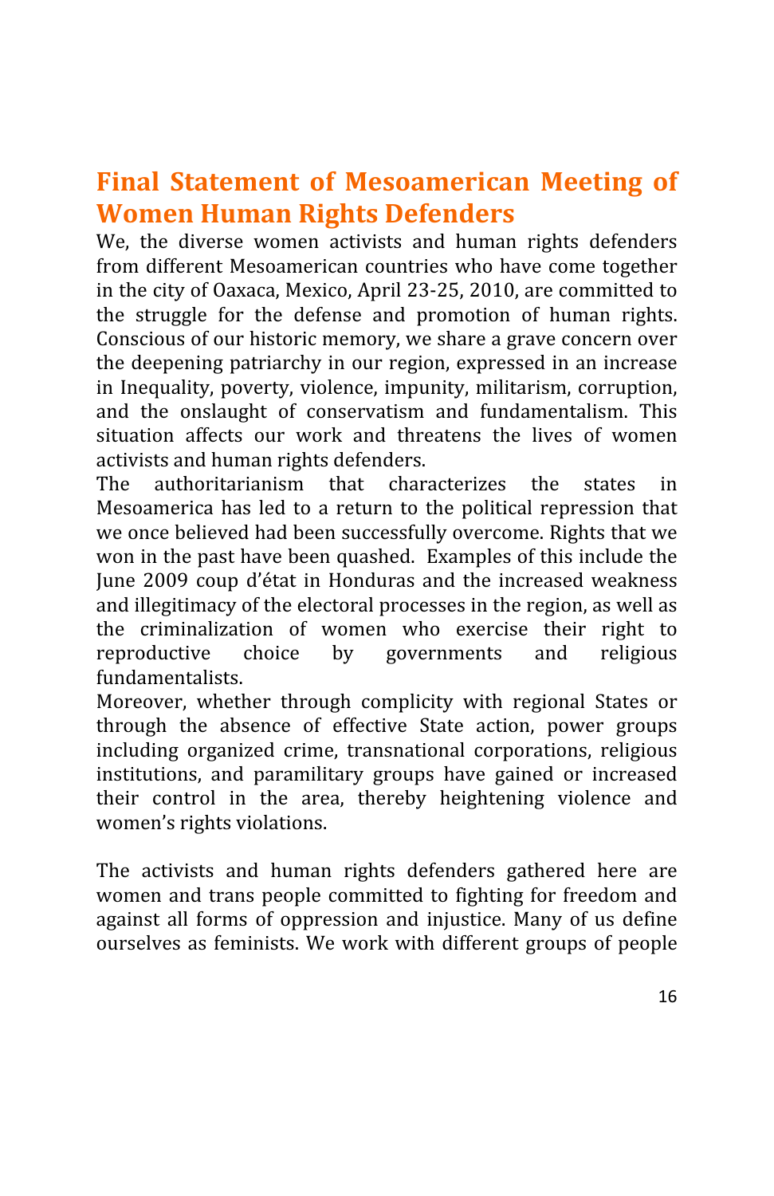# Final Statement of Mesoamerican Meeting of Women Human Rights Defenders

We, the diverse women activists and human rights defenders from different Mesoamerican countries who have come together in the city of Oaxaca, Mexico, April 23-25, 2010, are committed to the struggle for the defense and promotion of human rights. Conscious of our historic memory, we share a grave concern over the deepening patriarchy in our region, expressed in an increase in Inequality, poverty, violence, impunity, militarism, corruption, and the onslaught of conservatism and fundamentalism. This situation affects our work and threatens the lives of women activists and human rights defenders.

The authoritarianism that characterizes the states in Mesoamerica has led to a return to the political repression that we once believed had been successfully overcome. Rights that we won in the past have been quashed. Examples of this include the June 2009 coup d'état in Honduras and the increased weakness and illegitimacy of the electoral processes in the region, as well as the criminalization of women who exercise their right to reproductive choice by governments and religious fundamentalists.

Moreover, whether through complicity with regional States or through the absence of effective State action, power groups including organized crime, transnational corporations, religious institutions, and paramilitary groups have gained or increased their control in the area, thereby heightening violence and women's rights violations.

The activists and human rights defenders gathered here are women and trans people committed to fighting for freedom and against all forms of oppression and injustice. Many of us define ourselves as feminists. We work with different groups of people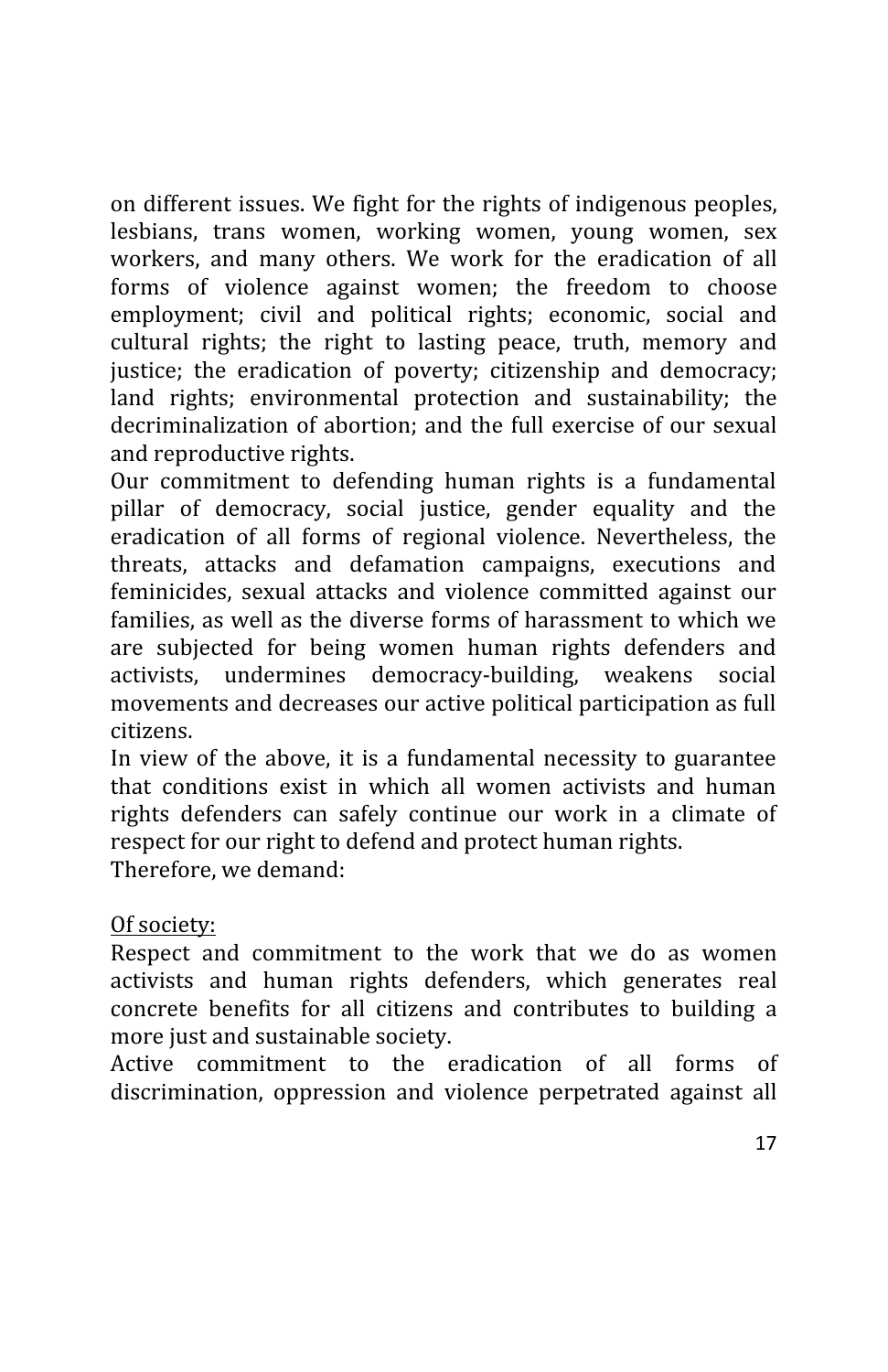on different issues. We fight for the rights of indigenous peoples, lesbians, trans women, working women, young women, sex workers, and many others. We work for the eradication of all forms of violence against women; the freedom to choose employment; civil and political rights; economic, social and cultural rights; the right to lasting peace, truth, memory and justice; the eradication of poverty; citizenship and democracy; land rights; environmental protection and sustainability; the decriminalization of abortion; and the full exercise of our sexual and reproductive rights.

Our commitment to defending human rights is a fundamental pillar of democracy, social justice, gender equality and the eradication of all forms of regional violence. Nevertheless, the threats, attacks and defamation campaigns, executions and feminicides, sexual attacks and violence committed against our families, as well as the diverse forms of harassment to which we are subjected for being women human rights defenders and activists, undermines democracy-building, weakens social movements and decreases our active political participation as full citizens.

In view of the above, it is a fundamental necessity to guarantee that conditions exist in which all women activists and human rights defenders can safely continue our work in a climate of respect for our right to defend and protect human rights.

Therefore, we demand:

<u>Of society:</u>

Respect and commitment to the work that we do as women activists and human rights defenders, which generates real concrete benefits for all citizens and contributes to building a more just and sustainable society.

Active commitment to the eradication of all forms of discrimination, oppression and violence perpetrated against all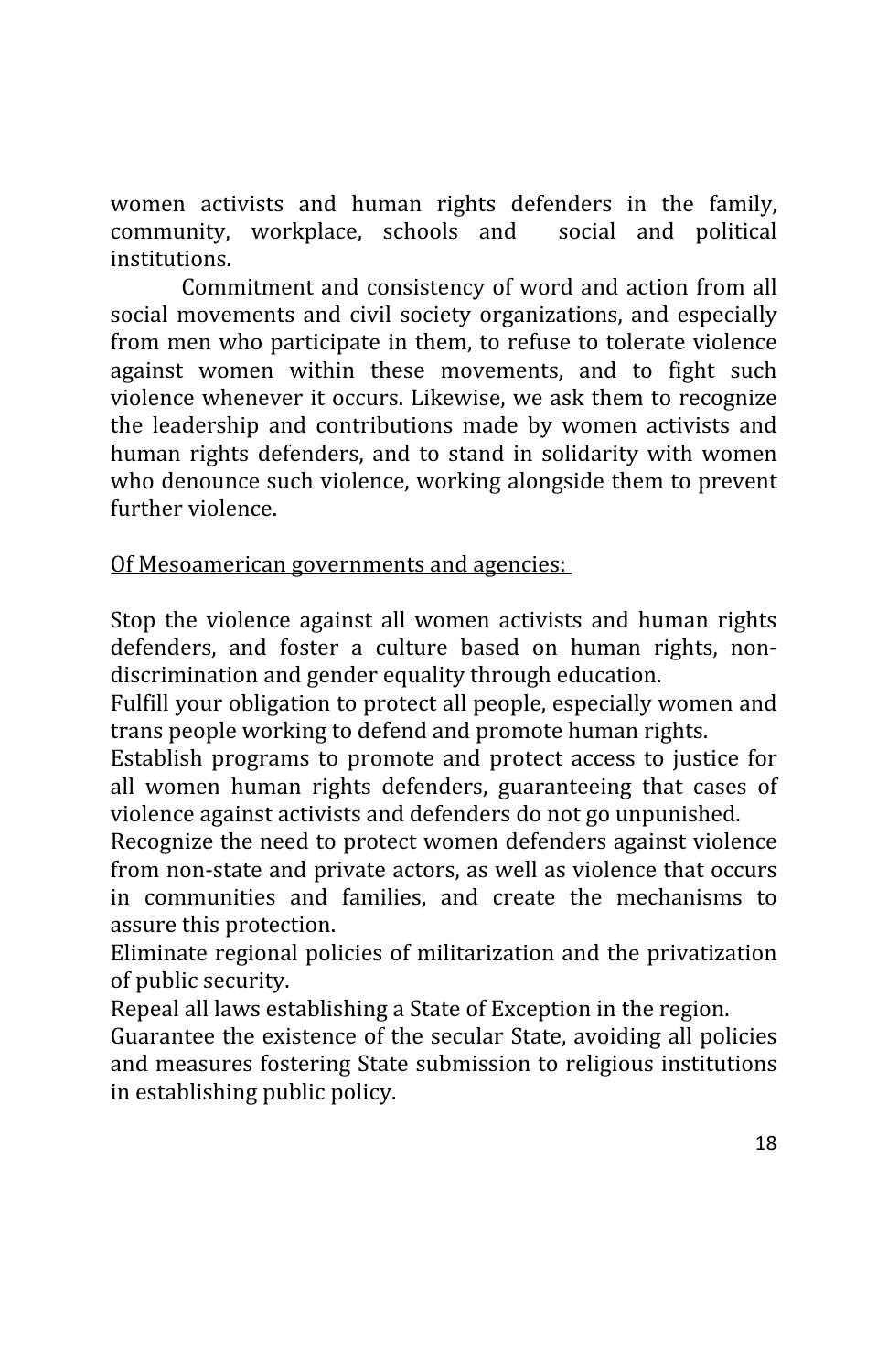women activists and human rights defenders in the family, community, workplace, schools and social and political institutions.

Commitment and consistency of word and action from all social movements and civil society organizations, and especially from men who participate in them, to refuse to tolerate violence against women within these movements, and to fight such violence whenever it occurs. Likewise, we ask them to recognize the leadership and contributions made by women activists and human rights defenders, and to stand in solidarity with women who denounce such violence, working alongside them to prevent further violence.

<u>Of Mesoamerican governments and agencies:</u>

Stop the violence against all women activists and human rights defenders, and foster a culture based on human rights, non-discrimination and gender equality through education.

Fulfill your obligation to protect all people, especially women and trans people working to defend and promote human rights.

Establish programs to promote and protect access to justice for all women human rights defenders, guaranteeing that cases of violence against activists and defenders do not go unpunished.

Recognize the need to protect women defenders against violence from non-state and private actors, as well as violence that occurs in communities and families, and create the mechanisms to assure this protection.

Eliminate regional policies of militarization and the privatization of public security.

Repeal all laws establishing a State of Exception in the region.

Guarantee the existence of the secular State, avoiding all policies and measures fostering State submission to religious institutions in establishing public policy.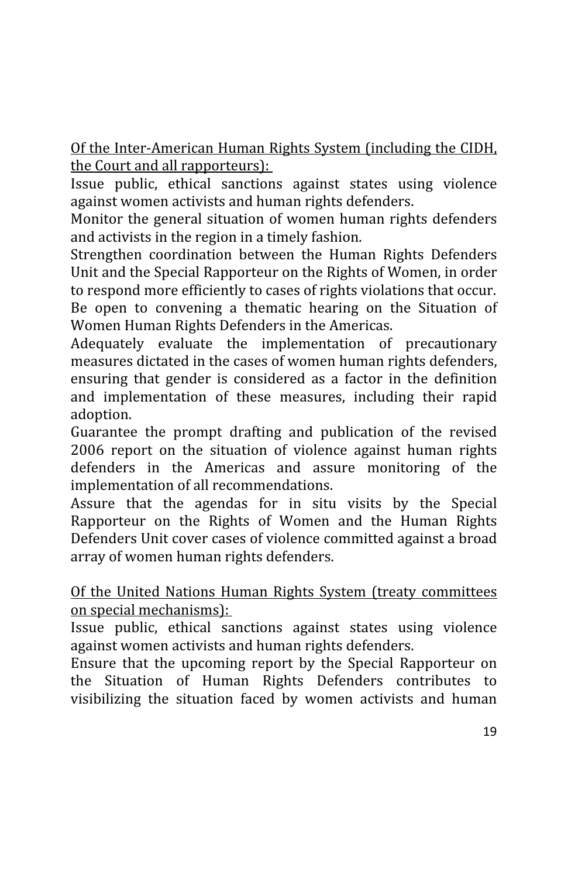<u>Of the Inter-American Human Rights System (including the CIDH, the Court and all rapporteurs):</u>

Issue public, ethical sanctions against states using violence against women activists and human rights defenders.

Monitor the general situation of women human rights defenders and activists in the region in a timely fashion.

Strengthen coordination between the Human Rights Defenders Unit and the Special Rapporteur on the Rights of Women, in order to respond more efficiently to cases of rights violations that occur.

Be open to convening a thematic hearing on the Situation of Women Human Rights Defenders in the Americas.

Adequately evaluate the implementation of precautionary measures dictated in the cases of women human rights defenders, ensuring that gender is considered as a factor in the definition and implementation of these measures, including their rapid adoption.

Guarantee the prompt drafting and publication of the revised 2006 report on the situation of violence against human rights defenders in the Americas and assure monitoring of the implementation of all recommendations.

Assure that the agendas for in situ visits by the Special Rapporteur on the Rights of Women and the Human Rights Defenders Unit cover cases of violence committed against a broad array of women human rights defenders.

<u>Of the United Nations Human Rights System (treaty committees on special mechanisms):</u>

Issue public, ethical sanctions against states using violence against women activists and human rights defenders.

Ensure that the upcoming report by the Special Rapporteur on the Situation of Human Rights Defenders contributes to visibilizing the situation faced by women activists and human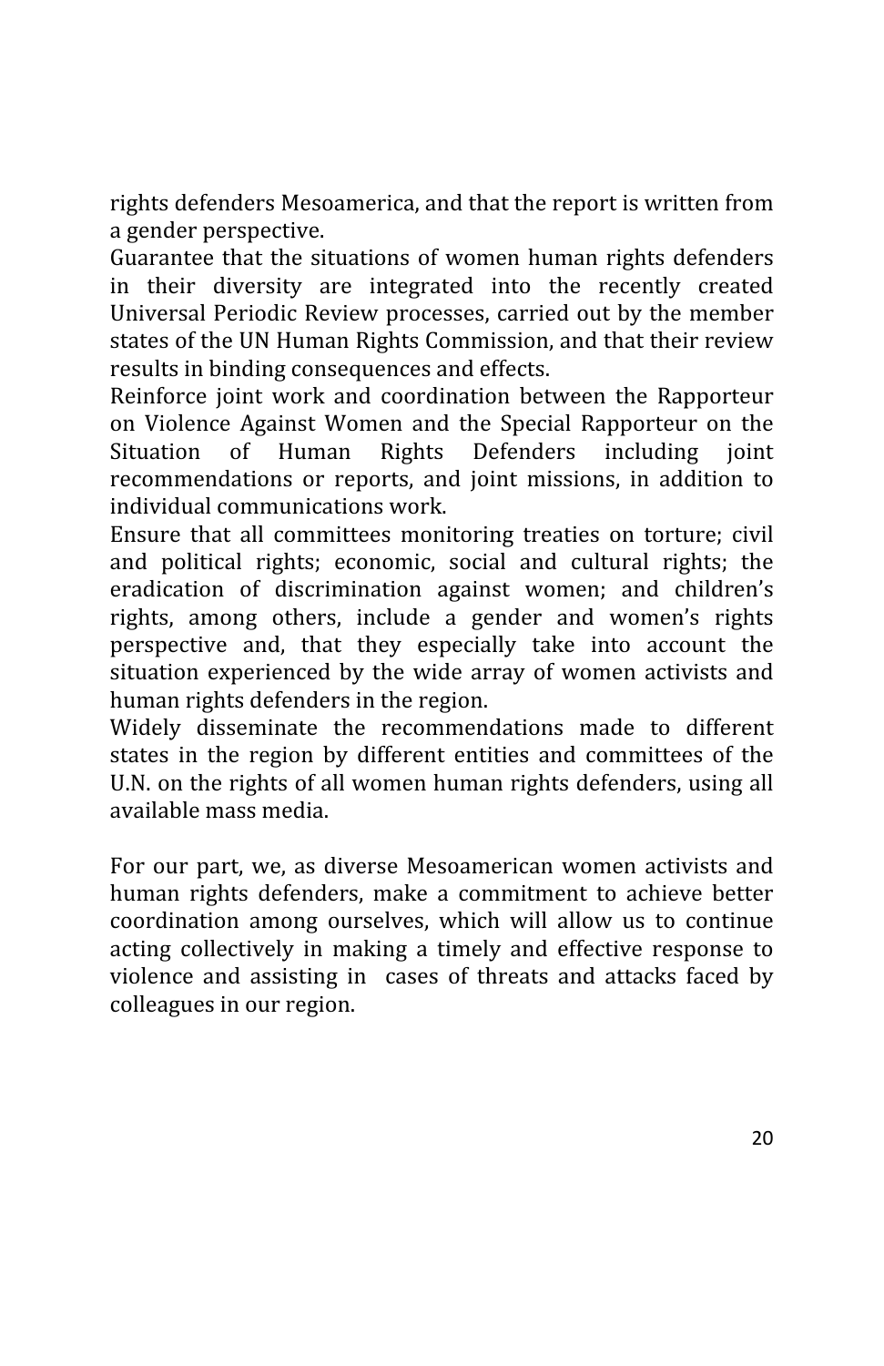rights defenders Mesoamerica, and that the report is written from a gender perspective.

Guarantee that the situations of women human rights defenders in their diversity are integrated into the recently created Universal Periodic Review processes, carried out by the member states of the UN Human Rights Commission, and that their review results in binding consequences and effects.

Reinforce joint work and coordination between the Rapporteur on Violence Against Women and the Special Rapporteur on the Situation of Human Rights Defenders including joint recommendations or reports, and joint missions, in addition to individual communications work.

Ensure that all committees monitoring treaties on torture; civil and political rights; economic, social and cultural rights; the eradication of discrimination against women; and children's rights, among others, include a gender and women's rights perspective and, that they especially take into account the situation experienced by the wide array of women activists and human rights defenders in the region.

Widely disseminate the recommendations made to different states in the region by different entities and committees of the U.N. on the rights of all women human rights defenders, using all available mass media.

For our part, we, as diverse Mesoamerican women activists and human rights defenders, make a commitment to achieve better coordination among ourselves, which will allow us to continue acting collectively in making a timely and effective response to violence and assisting in cases of threats and attacks faced by colleagues in our region.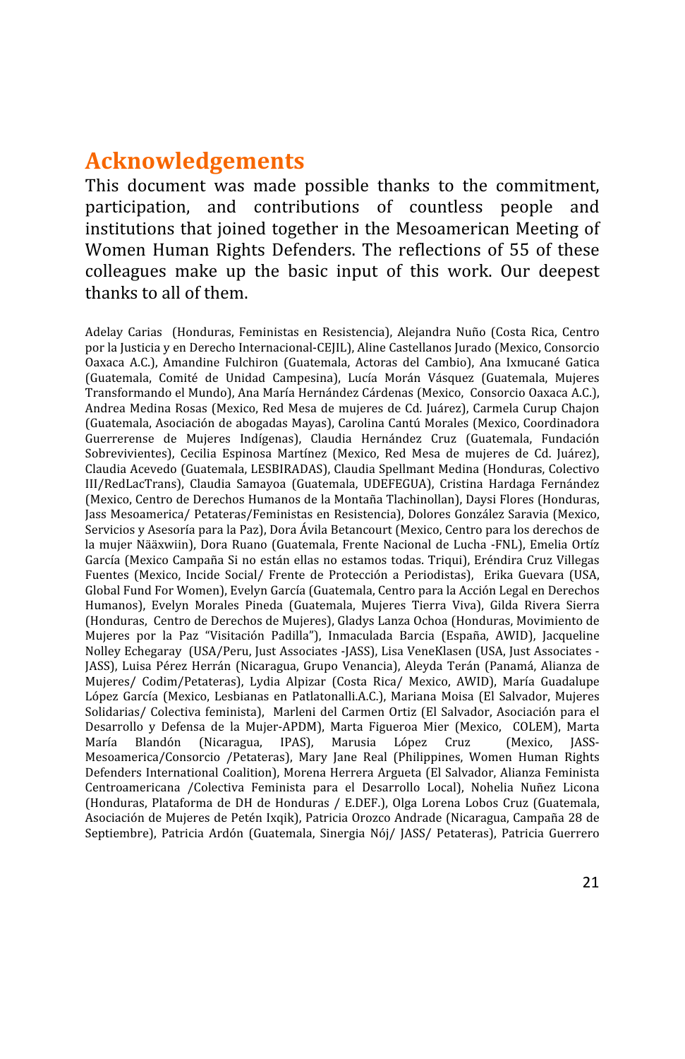# Acknowledgements

This document was made possible thanks to the commitment, participation, and contributions of countless people and institutions that joined together in the Mesoamerican Meeting of Women Human Rights Defenders. The reflections of 55 of these colleagues make up the basic input of this work. Our deepest thanks to all of them.

Adelay Carias (Honduras, Feministas en Resistencia), Alejandra Nuño (Costa Rica, Centro por la Justicia y en Derecho Internacional-CEJIL), Aline Castellanos Jurado (Mexico, Consorcio Oaxaca A.C.), Amandine Fulchiron (Guatemala, Actoras del Cambio), Ana Ixmucané Gatica (Guatemala, Comité de Unidad Campesina), Lucía Morán Vásquez (Guatemala, Mujeres Transformando el Mundo), Ana María Hernández Cárdenas (Mexico, Consorcio Oaxaca A.C.), Andrea Medina Rosas (Mexico, Red Mesa de mujeres de Cd. Juárez), Carmela Curup Chajon (Guatemala, Asociación de abogadas Mayas), Carolina Cantú Morales (Mexico, Coordinadora Guerrerense de Mujeres Indígenas), Claudia Hernández Cruz (Guatemala, Fundación Sobrevivientes), Cecilia Espinosa Martínez (Mexico, Red Mesa de mujeres de Cd. Juárez), Claudia Acevedo (Guatemala, LESBIRADAS), Claudia Spellmant Medina (Honduras, Colectivo III/RedLacTrans), Claudia Samayoa (Guatemala, UDEFEGUA), Cristina Hardaga Fernández (Mexico, Centro de Derechos Humanos de la Montaña Tlachinollan), Daysi Flores (Honduras, Jass Mesoamerica/ Petateras/Feministas en Resistencia), Dolores González Saravia (Mexico, Servicios y Asesoría para la Paz), Dora Ávila Betancourt (Mexico, Centro para los derechos de la mujer Nääxwiin), Dora Ruano (Guatemala, Frente Nacional de Lucha -FNL), Emelia Ortíz García (Mexico Campaña Si no están ellas no estamos todas. Triqui), Eréndira Cruz Villegas Fuentes (Mexico, Incide Social/ Frente de Protección a Periodistas), Erika Guevara (USA, Global Fund For Women), Evelyn García (Guatemala, Centro para la Acción Legal en Derechos Humanos), Evelyn Morales Pineda (Guatemala, Mujeres Tierra Viva), Gilda Rivera Sierra (Honduras, Centro de Derechos de Mujeres), Gladys Lanza Ochoa (Honduras, Movimiento de Mujeres por la Paz "Visitación Padilla"), Inmaculada Barcia (España, AWID), Jacqueline Nolley Echegaray (USA/Peru, Just Associates -JASS), Lisa VeneKlasen (USA, Just Associates -JASS), Luisa Pérez Herrán (Nicaragua, Grupo Venancia), Aleyda Terán (Panamá, Alianza de Mujeres/ Codim/Petateras), Lydia Alpizar (Costa Rica/ Mexico, AWID), María Guadalupe López García (Mexico, Lesbianas en Patlatonalli.A.C.), Mariana Moisa (El Salvador, Mujeres Solidarias/ Colectiva feminista), Marleni del Carmen Ortiz (El Salvador, Asociación para el Desarrollo y Defensa de la Mujer-APDM), Marta Figueroa Mier (Mexico, COLEM), Marta María Blandón (Nicaragua, IPAS), Marusia López Cruz (Mexico, JASS-Mesoamerica/Consorcio /Petateras), Mary Jane Real (Philippines, Women Human Rights Defenders International Coalition), Morena Herrera Argueta (El Salvador, Alianza Feminista Centroamericana /Colectiva Feminista para el Desarrollo Local), Nohelia Nuñez Licona (Honduras, Plataforma de DH de Honduras / E.DEF.), Olga Lorena Lobos Cruz (Guatemala, Asociación de Mujeres de Petén Ixqik), Patricia Orozco Andrade (Nicaragua, Campaña 28 de Septiembre), Patricia Ardón (Guatemala, Sinergia Nój/ JASS/ Petateras), Patricia Guerrero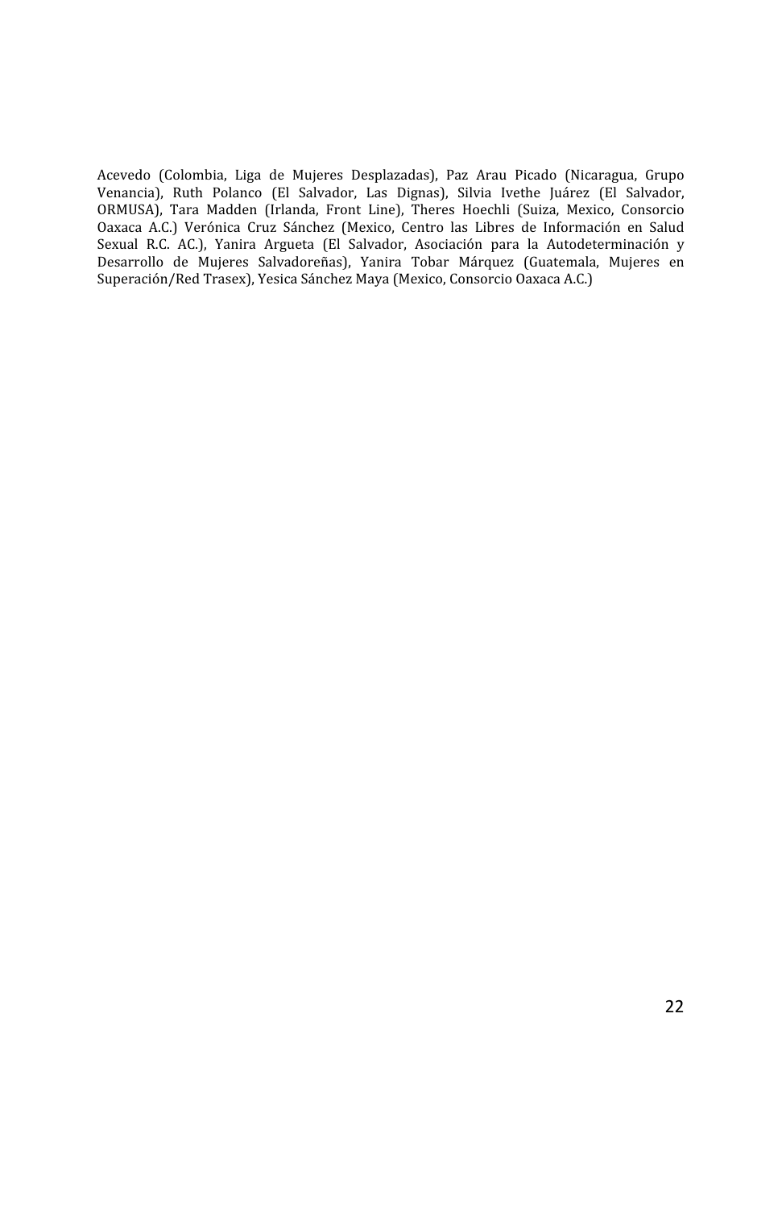Acevedo (Colombia, Liga de Mujeres Desplazadas), Paz Arau Picado (Nicaragua, Grupo Venancia), Ruth Polanco (El Salvador, Las Dignas), Silvia Ivethe Juárez (El Salvador, ORMUSA), Tara Madden (Irlanda, Front Line), Theres Hoechli (Suiza, Mexico, Consorcio Oaxaca A.C.) Verónica Cruz Sánchez (Mexico, Centro las Libres de Información en Salud Sexual R.C. AC.), Yanira Argueta (El Salvador, Asociación para la Autodeterminación y Desarrollo de Mujeres Salvadoreñas), Yanira Tobar Márquez (Guatemala, Mujeres en Superación/Red Trasex), Yesica Sánchez Maya (Mexico, Consorcio Oaxaca A.C.)